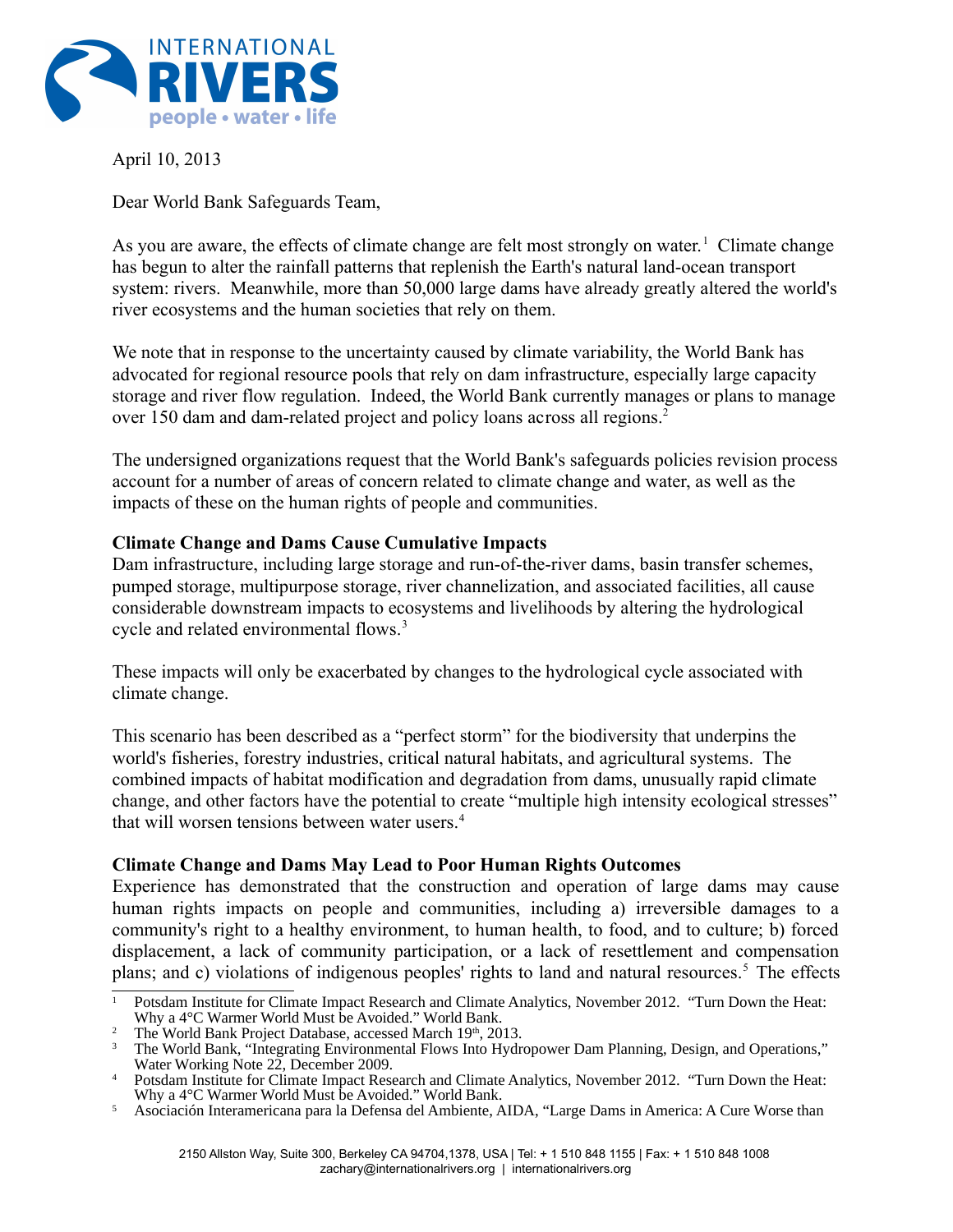April 10, 2013

Dear World Bank Safeguards Team,

As you are aware, the effects of climate change are felt most strongly on water.[1] Climate change has begun to alter the rainfall patterns that replenish the Earth's natural land-ocean transport system: rivers. Meanwhile, more than 50,000 large dams have already greatly altered the world's river ecosystems and the human societies that rely on them.

We note that in response to the uncertainty caused by climate variability, the World Bank has advocated for regional resource pools that rely on dam infrastructure, especially large capacity storage and river flow regulation. Indeed, the World Bank currently manages or plans to manage over 150 dam and dam-related project and policy loans across all regions.[2]

The undersigned organizations request that the World Bank's safeguards policies revision process account for a number of areas of concern related to climate change and water, as well as the impacts of these on the human rights of people and communities.

**Climate Change and Dams Cause Cumulative Impacts**

Dam infrastructure, including large storage and run-of-the-river dams, basin transfer schemes, pumped storage, multipurpose storage, river channelization, and associated facilities, all cause considerable downstream impacts to ecosystems and livelihoods by altering the hydrological cycle and related environmental flows.[3]

These impacts will only be exacerbated by changes to the hydrological cycle associated with climate change.

This scenario has been described as a "perfect storm" for the biodiversity that underpins the world's fisheries, forestry industries, critical natural habitats, and agricultural systems. The combined impacts of habitat modification and degradation from dams, unusually rapid climate change, and other factors have the potential to create "multiple high intensity ecological stresses" that will worsen tensions between water users.[4]

**Climate Change and Dams May Lead to Poor Human Rights Outcomes**

Experience has demonstrated that the construction and operation of large dams may cause human rights impacts on people and communities, including a) irreversible damages to a community's right to a healthy environment, to human health, to food, and to culture; b) forced displacement, a lack of community participation, or a lack of resettlement and compensation plans; and c) violations of indigenous peoples' rights to land and natural resources.[5] The effects

---

[1] Potsdam Institute for Climate Impact Research and Climate Analytics, November 2012. "Turn Down the Heat: Why a 4°C Warmer World Must be Avoided." World Bank.

[2] The World Bank Project Database, accessed March 19th, 2013.

[3] The World Bank, "Integrating Environmental Flows Into Hydropower Dam Planning, Design, and Operations," Water Working Note 22, December 2009.

[4] Potsdam Institute for Climate Impact Research and Climate Analytics, November 2012. "Turn Down the Heat: Why a 4°C Warmer World Must be Avoided." World Bank.

[5] Asociación Interamericana para la Defensa del Ambiente, AIDA, "Large Dams in America: A Cure Worse than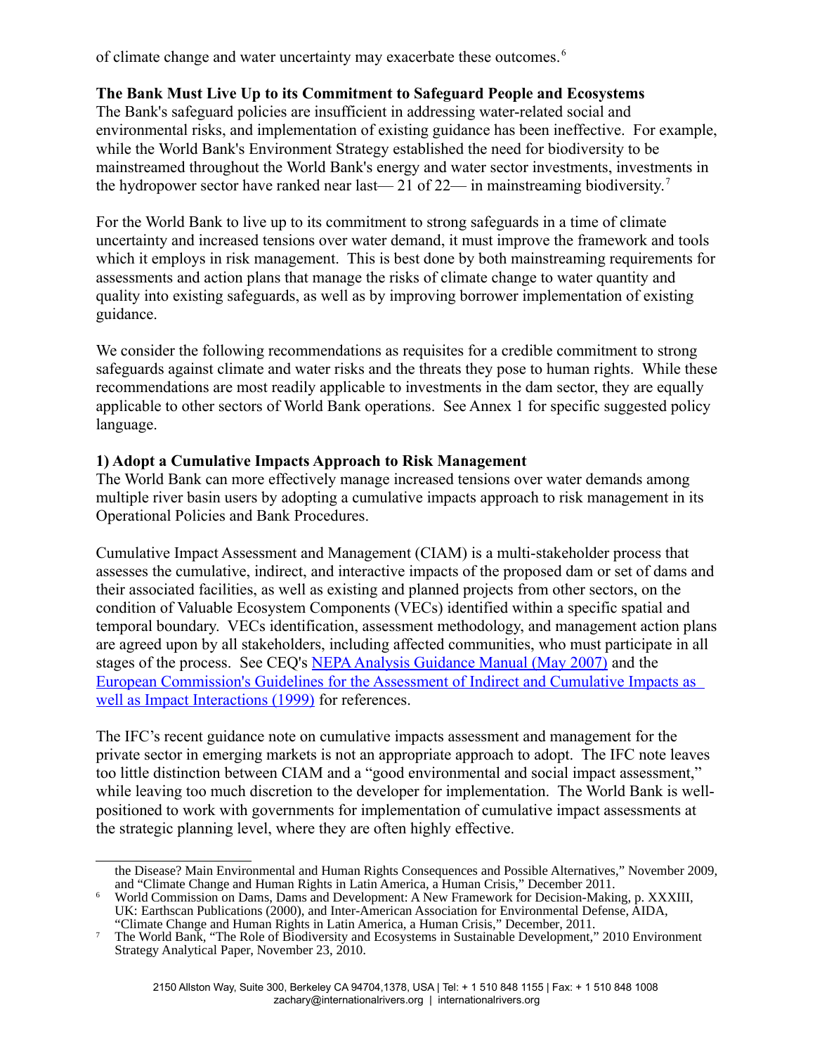of climate change and water uncertainty may exacerbate these outcomes.[6]

**The Bank Must Live Up to its Commitment to Safeguard People and Ecosystems**

The Bank's safeguard policies are insufficient in addressing water-related social and environmental risks, and implementation of existing guidance has been ineffective. For example, while the World Bank's Environment Strategy established the need for biodiversity to be mainstreamed throughout the World Bank's energy and water sector investments, investments in the hydropower sector have ranked near last— 21 of 22— in mainstreaming biodiversity.[7]

For the World Bank to live up to its commitment to strong safeguards in a time of climate uncertainty and increased tensions over water demand, it must improve the framework and tools which it employs in risk management. This is best done by both mainstreaming requirements for assessments and action plans that manage the risks of climate change to water quantity and quality into existing safeguards, as well as by improving borrower implementation of existing guidance.

We consider the following recommendations as requisites for a credible commitment to strong safeguards against climate and water risks and the threats they pose to human rights. While these recommendations are most readily applicable to investments in the dam sector, they are equally applicable to other sectors of World Bank operations. See Annex 1 for specific suggested policy language.

**1) Adopt a Cumulative Impacts Approach to Risk Management**

The World Bank can more effectively manage increased tensions over water demands among multiple river basin users by adopting a cumulative impacts approach to risk management in its Operational Policies and Bank Procedures.

Cumulative Impact Assessment and Management (CIAM) is a multi-stakeholder process that assesses the cumulative, indirect, and interactive impacts of the proposed dam or set of dams and their associated facilities, as well as existing and planned projects from other sectors, on the condition of Valuable Ecosystem Components (VECs) identified within a specific spatial and temporal boundary. VECs identification, assessment methodology, and management action plans are agreed upon by all stakeholders, including affected communities, who must participate in all stages of the process. See CEQ's NEPA Analysis Guidance Manual (May 2007) and the European Commission's Guidelines for the Assessment of Indirect and Cumulative Impacts as well as Impact Interactions (1999) for references.

The IFC's recent guidance note on cumulative impacts assessment and management for the private sector in emerging markets is not an appropriate approach to adopt. The IFC note leaves too little distinction between CIAM and a "good environmental and social impact assessment," while leaving too much discretion to the developer for implementation. The World Bank is well-positioned to work with governments for implementation of cumulative impact assessments at the strategic planning level, where they are often highly effective.

---

the Disease? Main Environmental and Human Rights Consequences and Possible Alternatives," November 2009, and "Climate Change and Human Rights in Latin America, a Human Crisis," December 2011.

[6] World Commission on Dams, Dams and Development: A New Framework for Decision-Making, p. XXXIII, UK: Earthscan Publications (2000), and Inter-American Association for Environmental Defense, AIDA, "Climate Change and Human Rights in Latin America, a Human Crisis," December, 2011.

[7] The World Bank, "The Role of Biodiversity and Ecosystems in Sustainable Development," 2010 Environment Strategy Analytical Paper, November 23, 2010.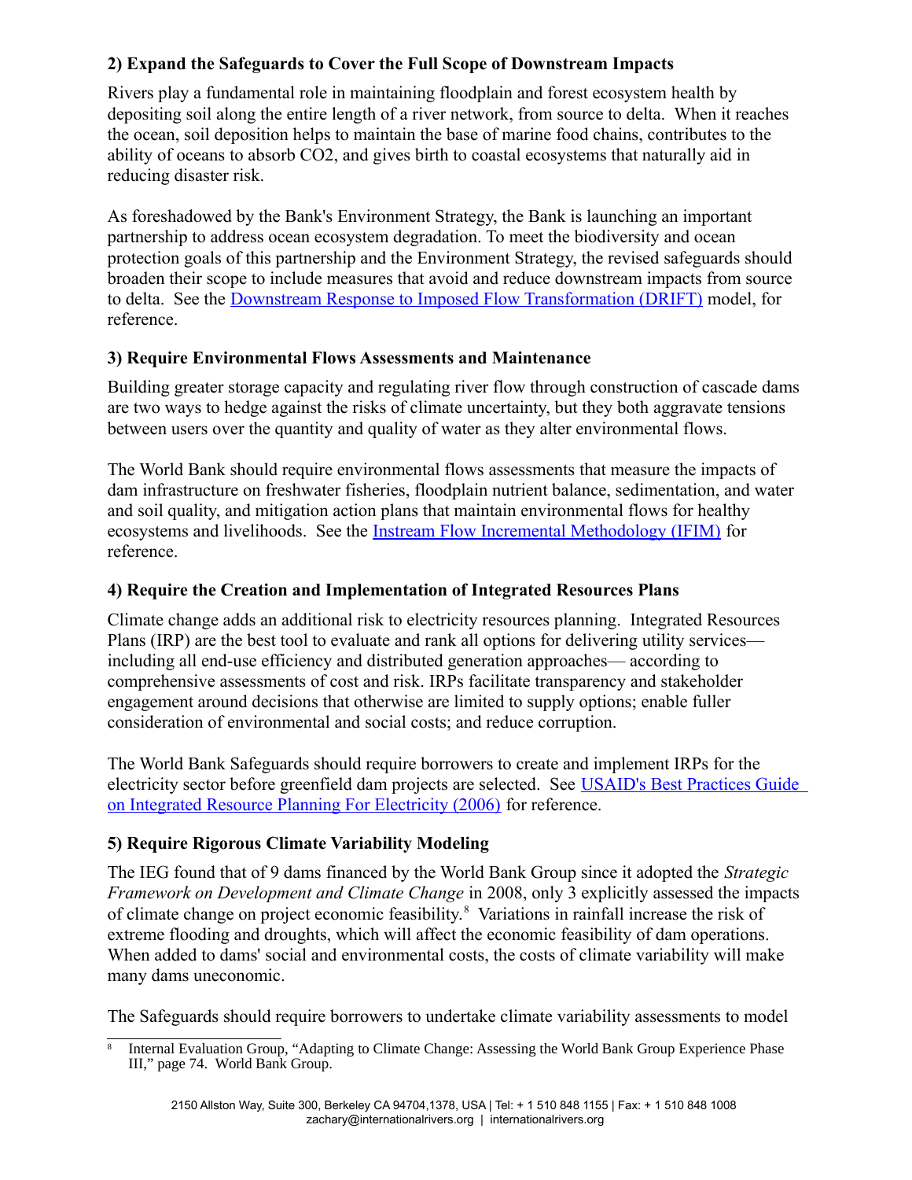### 2) Expand the Safeguards to Cover the Full Scope of Downstream Impacts

Rivers play a fundamental role in maintaining floodplain and forest ecosystem health by depositing soil along the entire length of a river network, from source to delta. When it reaches the ocean, soil deposition helps to maintain the base of marine food chains, contributes to the ability of oceans to absorb $CO_2$, and gives birth to coastal ecosystems that naturally aid in reducing disaster risk.

As foreshadowed by the Bank's Environment Strategy, the Bank is launching an important partnership to address ocean ecosystem degradation. To meet the biodiversity and ocean protection goals of this partnership and the Environment Strategy, the revised safeguards should broaden their scope to include measures that avoid and reduce downstream impacts from source to delta. See the Downstream Response to Imposed Flow Transformation (DRIFT) model, for reference.

### 3) Require Environmental Flows Assessments and Maintenance

Building greater storage capacity and regulating river flow through construction of cascade dams are two ways to hedge against the risks of climate uncertainty, but they both aggravate tensions between users over the quantity and quality of water as they alter environmental flows.

The World Bank should require environmental flows assessments that measure the impacts of dam infrastructure on freshwater fisheries, floodplain nutrient balance, sedimentation, and water and soil quality, and mitigation action plans that maintain environmental flows for healthy ecosystems and livelihoods. See the Instream Flow Incremental Methodology (IFIM) for reference.

### 4) Require the Creation and Implementation of Integrated Resources Plans

Climate change adds an additional risk to electricity resources planning. Integrated Resources Plans (IRP) are the best tool to evaluate and rank all options for delivering utility services— including all end-use efficiency and distributed generation approaches— according to comprehensive assessments of cost and risk. IRPs facilitate transparency and stakeholder engagement around decisions that otherwise are limited to supply options; enable fuller consideration of environmental and social costs; and reduce corruption.

The World Bank Safeguards should require borrowers to create and implement IRPs for the electricity sector before greenfield dam projects are selected. See USAID's Best Practices Guide on Integrated Resource Planning For Electricity (2006) for reference.

### 5) Require Rigorous Climate Variability Modeling

The IEG found that of 9 dams financed by the World Bank Group since it adopted the *Strategic Framework on Development and Climate Change* in 2008, only 3 explicitly assessed the impacts of climate change on project economic feasibility.[8] Variations in rainfall increase the risk of extreme flooding and droughts, which will affect the economic feasibility of dam operations. When added to dams' social and environmental costs, the costs of climate variability will make many dams uneconomic.

The Safeguards should require borrowers to undertake climate variability assessments to model

---

[8] Internal Evaluation Group, "Adapting to Climate Change: Assessing the World Bank Group Experience Phase III," page 74. World Bank Group.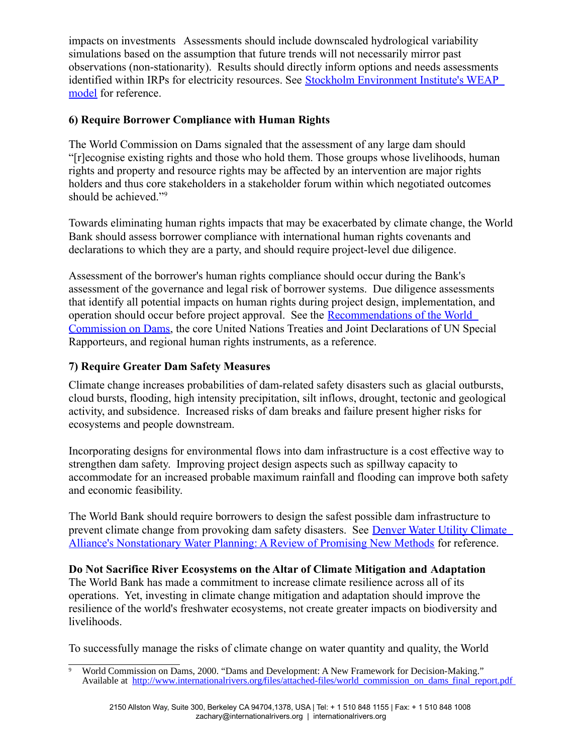impacts on investments  Assessments should include downscaled hydrological variability simulations based on the assumption that future trends will not necessarily mirror past observations (non-stationarity).  Results should directly inform options and needs assessments identified within IRPs for electricity resources. See Stockholm Environment Institute's WEAP model for reference.

**6) Require Borrower Compliance with Human Rights**

The World Commission on Dams signaled that the assessment of any large dam should "[r]ecognise existing rights and those who hold them. Those groups whose livelihoods, human rights and property and resource rights may be affected by an intervention are major rights holders and thus core stakeholders in a stakeholder forum within which negotiated outcomes should be achieved."[9]

Towards eliminating human rights impacts that may be exacerbated by climate change, the World Bank should assess borrower compliance with international human rights covenants and declarations to which they are a party, and should require project-level due diligence.

Assessment of the borrower's human rights compliance should occur during the Bank's assessment of the governance and legal risk of borrower systems.  Due diligence assessments that identify all potential impacts on human rights during project design, implementation, and operation should occur before project approval.  See the Recommendations of the World Commission on Dams, the core United Nations Treaties and Joint Declarations of UN Special Rapporteurs, and regional human rights instruments, as a reference.

**7) Require Greater Dam Safety Measures**

Climate change increases probabilities of dam-related safety disasters such as glacial outbursts, cloud bursts, flooding, high intensity precipitation, silt inflows, drought, tectonic and geological activity, and subsidence.  Increased risks of dam breaks and failure present higher risks for ecosystems and people downstream.

Incorporating designs for environmental flows into dam infrastructure is a cost effective way to strengthen dam safety.  Improving project design aspects such as spillway capacity to accommodate for an increased probable maximum rainfall and flooding can improve both safety and economic feasibility.

The World Bank should require borrowers to design the safest possible dam infrastructure to prevent climate change from provoking dam safety disasters.  See Denver Water Utility Climate Alliance's Nonstationary Water Planning: A Review of Promising New Methods for reference.

**Do Not Sacrifice River Ecosystems on the Altar of Climate Mitigation and Adaptation**

The World Bank has made a commitment to increase climate resilience across all of its operations.  Yet, investing in climate change mitigation and adaptation should improve the resilience of the world's freshwater ecosystems, not create greater impacts on biodiversity and livelihoods.

To successfully manage the risks of climate change on water quantity and quality, the World

---

[9] World Commission on Dams, 2000. "Dams and Development: A New Framework for Decision-Making." Available at http://www.internationalrivers.org/files/attached-files/world_commission_on_dams_final_report.pdf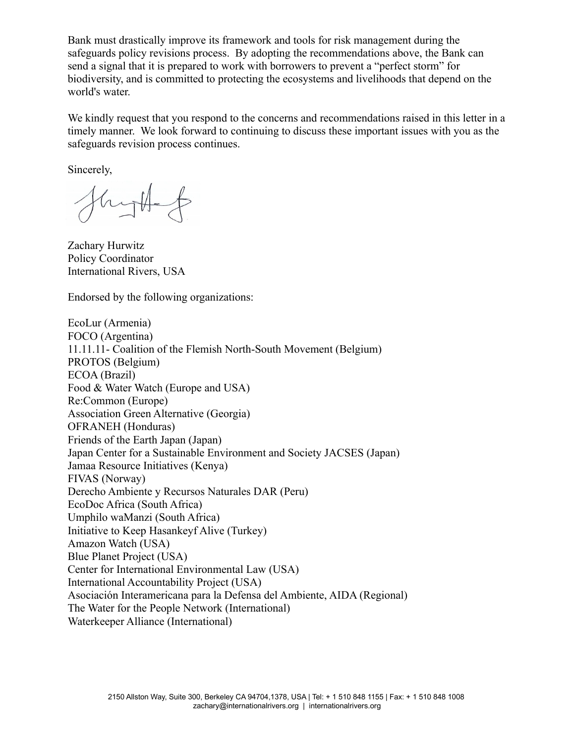Bank must drastically improve its framework and tools for risk management during the safeguards policy revisions process. By adopting the recommendations above, the Bank can send a signal that it is prepared to work with borrowers to prevent a "perfect storm" for biodiversity, and is committed to protecting the ecosystems and livelihoods that depend on the world's water.

We kindly request that you respond to the concerns and recommendations raised in this letter in a timely manner. We look forward to continuing to discuss these important issues with you as the safeguards revision process continues.

Sincerely,

Zachary Hurwitz
Policy Coordinator
International Rivers, USA

Endorsed by the following organizations:

EcoLur (Armenia)
FOCO (Argentina)
11.11.11- Coalition of the Flemish North-South Movement (Belgium)
PROTOS (Belgium)
ECOA (Brazil)
Food & Water Watch (Europe and USA)
Re:Common (Europe)
Association Green Alternative (Georgia)
OFRANEH (Honduras)
Friends of the Earth Japan (Japan)
Japan Center for a Sustainable Environment and Society JACSES (Japan)
Jamaa Resource Initiatives (Kenya)
FIVAS (Norway)
Derecho Ambiente y Recursos Naturales DAR (Peru)
EcoDoc Africa (South Africa)
Umphilo waManzi (South Africa)
Initiative to Keep Hasankeyf Alive (Turkey)
Amazon Watch (USA)
Blue Planet Project (USA)
Center for International Environmental Law (USA)
International Accountability Project (USA)
Asociación Interamericana para la Defensa del Ambiente, AIDA (Regional)
The Water for the People Network (International)
Waterkeeper Alliance (International)

2150 Allston Way, Suite 300, Berkeley CA 94704,1378, USA | Tel: + 1 510 848 1155 | Fax: + 1 510 848 1008
zachary@internationalrivers.org | internationalrivers.org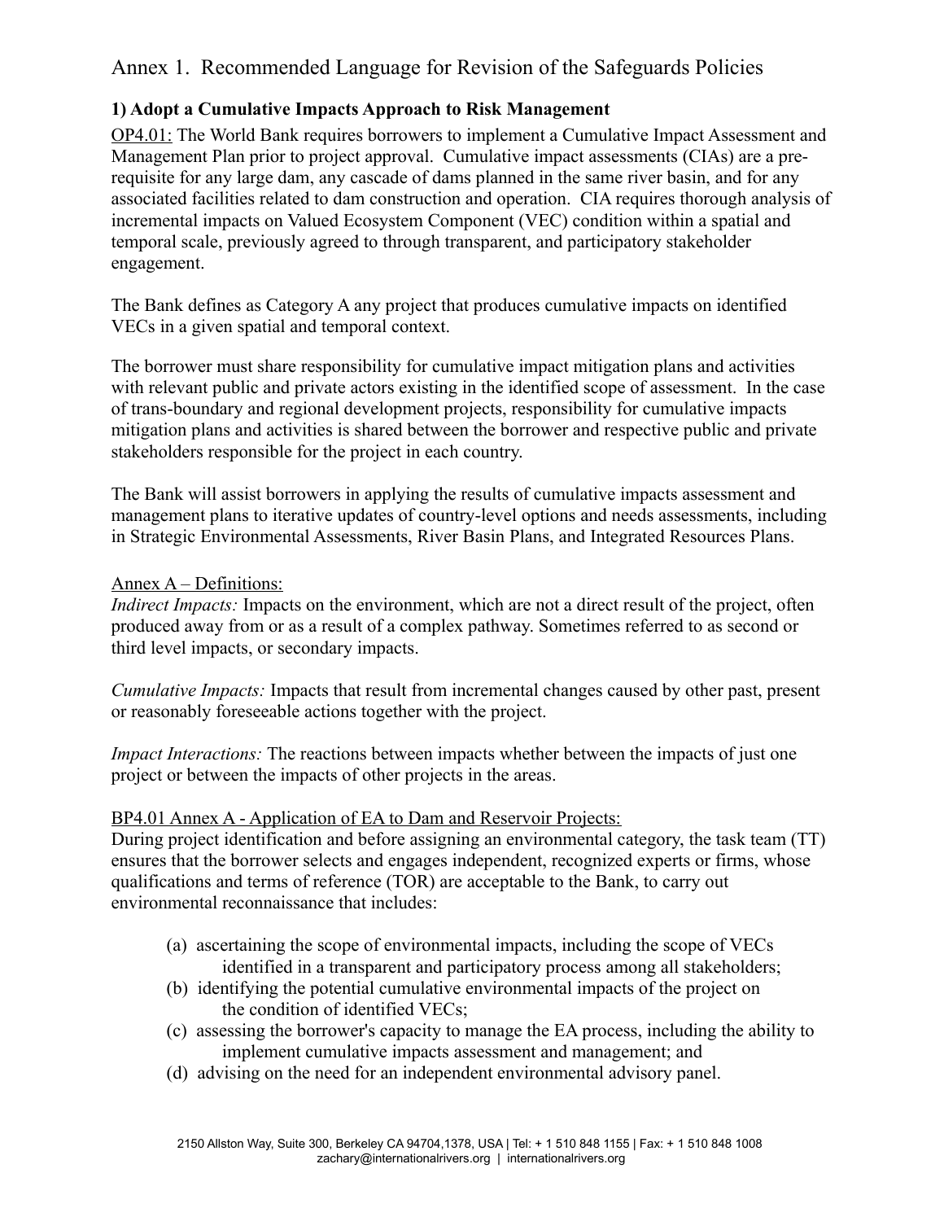# Annex 1. Recommended Language for Revision of the Safeguards Policies

**1) Adopt a Cumulative Impacts Approach to Risk Management**

OP4.01: The World Bank requires borrowers to implement a Cumulative Impact Assessment and Management Plan prior to project approval. Cumulative impact assessments (CIAs) are a pre-requisite for any large dam, any cascade of dams planned in the same river basin, and for any associated facilities related to dam construction and operation. CIA requires thorough analysis of incremental impacts on Valued Ecosystem Component (VEC) condition within a spatial and temporal scale, previously agreed to through transparent, and participatory stakeholder engagement.

The Bank defines as Category A any project that produces cumulative impacts on identified VECs in a given spatial and temporal context.

The borrower must share responsibility for cumulative impact mitigation plans and activities with relevant public and private actors existing in the identified scope of assessment. In the case of trans-boundary and regional development projects, responsibility for cumulative impacts mitigation plans and activities is shared between the borrower and respective public and private stakeholders responsible for the project in each country.

The Bank will assist borrowers in applying the results of cumulative impacts assessment and management plans to iterative updates of country-level options and needs assessments, including in Strategic Environmental Assessments, River Basin Plans, and Integrated Resources Plans.

Annex A – Definitions:

*Indirect Impacts:* Impacts on the environment, which are not a direct result of the project, often produced away from or as a result of a complex pathway. Sometimes referred to as second or third level impacts, or secondary impacts.

*Cumulative Impacts:* Impacts that result from incremental changes caused by other past, present or reasonably foreseeable actions together with the project.

*Impact Interactions:* The reactions between impacts whether between the impacts of just one project or between the impacts of other projects in the areas.

BP4.01 Annex A - Application of EA to Dam and Reservoir Projects:

During project identification and before assigning an environmental category, the task team (TT) ensures that the borrower selects and engages independent, recognized experts or firms, whose qualifications and terms of reference (TOR) are acceptable to the Bank, to carry out environmental reconnaissance that includes:

(a) ascertaining the scope of environmental impacts, including the scope of VECs identified in a transparent and participatory process among all stakeholders;
(b) identifying the potential cumulative environmental impacts of the project on the condition of identified VECs;
(c) assessing the borrower's capacity to manage the EA process, including the ability to implement cumulative impacts assessment and management; and
(d) advising on the need for an independent environmental advisory panel.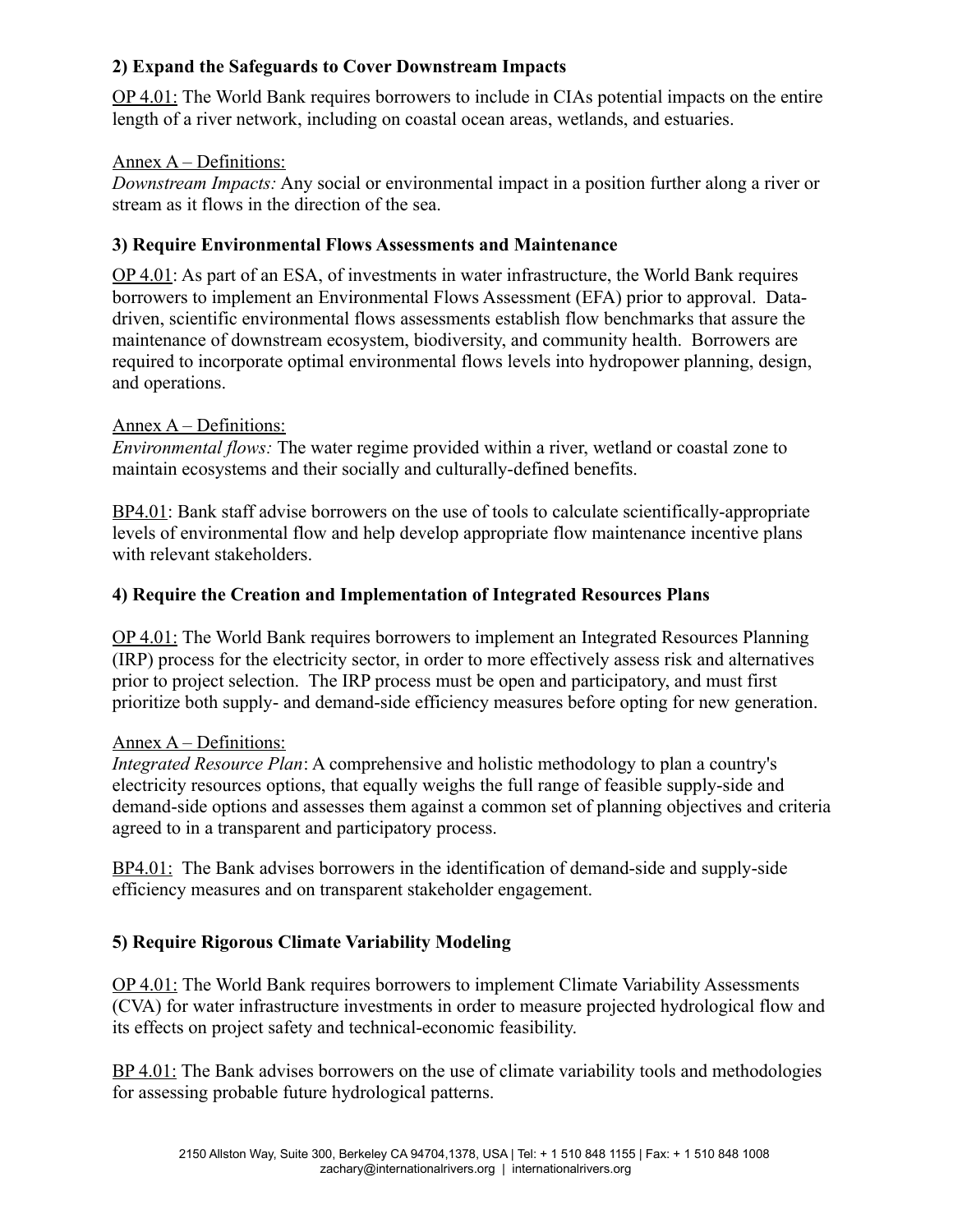### 2) Expand the Safeguards to Cover Downstream Impacts

<u>OP 4.01:</u> The World Bank requires borrowers to include in CIAs potential impacts on the entire length of a river network, including on coastal ocean areas, wetlands, and estuaries.

<u>Annex A – Definitions:</u>
*Downstream Impacts:* Any social or environmental impact in a position further along a river or stream as it flows in the direction of the sea.

### 3) Require Environmental Flows Assessments and Maintenance

<u>OP 4.01</u>: As part of an ESA, of investments in water infrastructure, the World Bank requires borrowers to implement an Environmental Flows Assessment (EFA) prior to approval. Data-driven, scientific environmental flows assessments establish flow benchmarks that assure the maintenance of downstream ecosystem, biodiversity, and community health. Borrowers are required to incorporate optimal environmental flows levels into hydropower planning, design, and operations.

<u>Annex A – Definitions:</u>
*Environmental flows:* The water regime provided within a river, wetland or coastal zone to maintain ecosystems and their socially and culturally-defined benefits.

<u>BP4.01</u>: Bank staff advise borrowers on the use of tools to calculate scientifically-appropriate levels of environmental flow and help develop appropriate flow maintenance incentive plans with relevant stakeholders.

### 4) Require the Creation and Implementation of Integrated Resources Plans

<u>OP 4.01:</u> The World Bank requires borrowers to implement an Integrated Resources Planning (IRP) process for the electricity sector, in order to more effectively assess risk and alternatives prior to project selection. The IRP process must be open and participatory, and must first prioritize both supply- and demand-side efficiency measures before opting for new generation.

<u>Annex A – Definitions:</u>
*Integrated Resource Plan*: A comprehensive and holistic methodology to plan a country's electricity resources options, that equally weighs the full range of feasible supply-side and demand-side options and assesses them against a common set of planning objectives and criteria agreed to in a transparent and participatory process.

<u>BP4.01:</u> The Bank advises borrowers in the identification of demand-side and supply-side efficiency measures and on transparent stakeholder engagement.

### 5) Require Rigorous Climate Variability Modeling

<u>OP 4.01:</u> The World Bank requires borrowers to implement Climate Variability Assessments (CVA) for water infrastructure investments in order to measure projected hydrological flow and its effects on project safety and technical-economic feasibility.

<u>BP 4.01:</u> The Bank advises borrowers on the use of climate variability tools and methodologies for assessing probable future hydrological patterns.

2150 Allston Way, Suite 300, Berkeley CA 94704,1378, USA | Tel: + 1 510 848 1155 | Fax: + 1 510 848 1008
zachary@internationalrivers.org | internationalrivers.org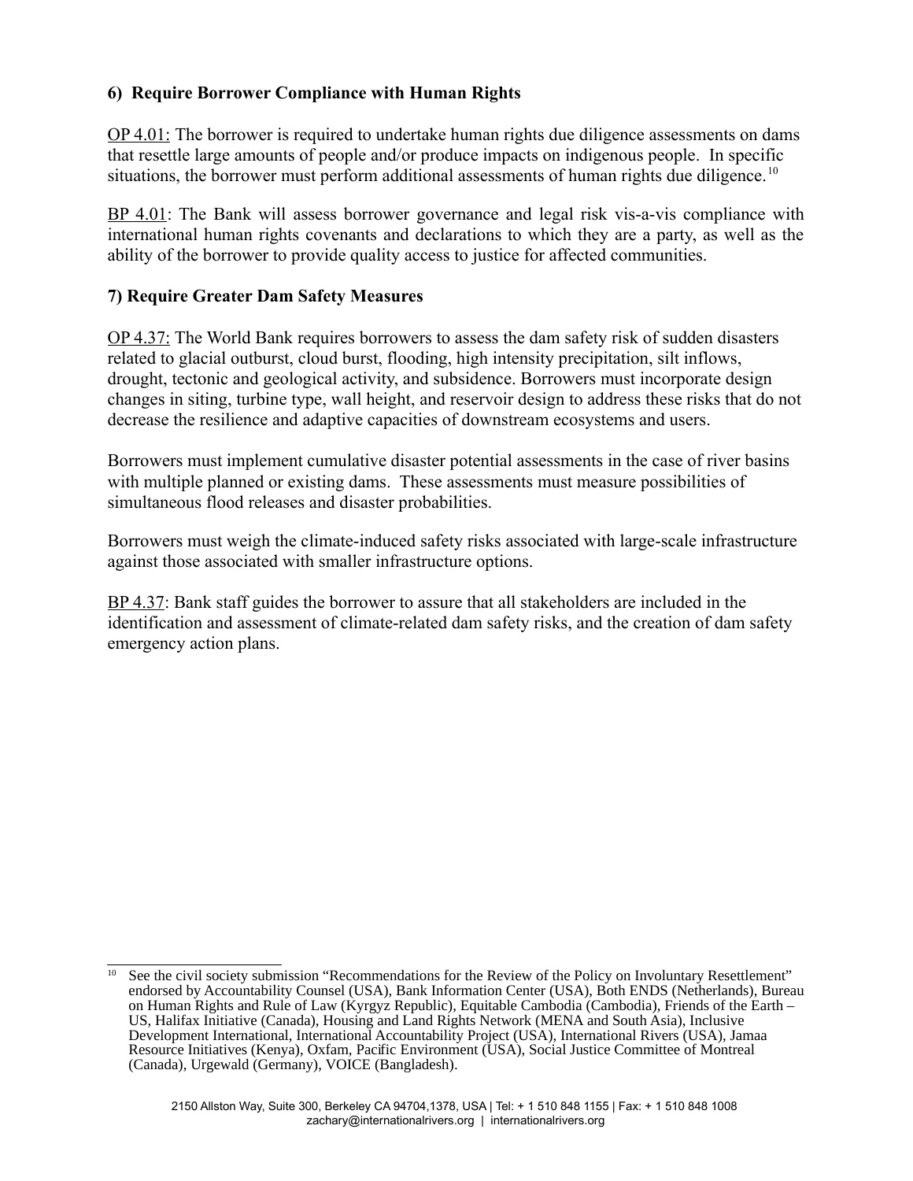**6) Require Borrower Compliance with Human Rights**

OP 4.01: The borrower is required to undertake human rights due diligence assessments on dams that resettle large amounts of people and/or produce impacts on indigenous people. In specific situations, the borrower must perform additional assessments of human rights due diligence.[10]

BP 4.01: The Bank will assess borrower governance and legal risk vis-a-vis compliance with international human rights covenants and declarations to which they are a party, as well as the ability of the borrower to provide quality access to justice for affected communities.

**7) Require Greater Dam Safety Measures**

OP 4.37: The World Bank requires borrowers to assess the dam safety risk of sudden disasters related to glacial outburst, cloud burst, flooding, high intensity precipitation, silt inflows, drought, tectonic and geological activity, and subsidence. Borrowers must incorporate design changes in siting, turbine type, wall height, and reservoir design to address these risks that do not decrease the resilience and adaptive capacities of downstream ecosystems and users.

Borrowers must implement cumulative disaster potential assessments in the case of river basins with multiple planned or existing dams. These assessments must measure possibilities of simultaneous flood releases and disaster probabilities.

Borrowers must weigh the climate-induced safety risks associated with large-scale infrastructure against those associated with smaller infrastructure options.

BP 4.37: Bank staff guides the borrower to assure that all stakeholders are included in the identification and assessment of climate-related dam safety risks, and the creation of dam safety emergency action plans.

---

[10] See the civil society submission "Recommendations for the Review of the Policy on Involuntary Resettlement" endorsed by Accountability Counsel (USA), Bank Information Center (USA), Both ENDS (Netherlands), Bureau on Human Rights and Rule of Law (Kyrgyz Republic), Equitable Cambodia (Cambodia), Friends of the Earth – US, Halifax Initiative (Canada), Housing and Land Rights Network (MENA and South Asia), Inclusive Development International, International Accountability Project (USA), International Rivers (USA), Jamaa Resource Initiatives (Kenya), Oxfam, Pacific Environment (USA), Social Justice Committee of Montreal (Canada), Urgewald (Germany), VOICE (Bangladesh).